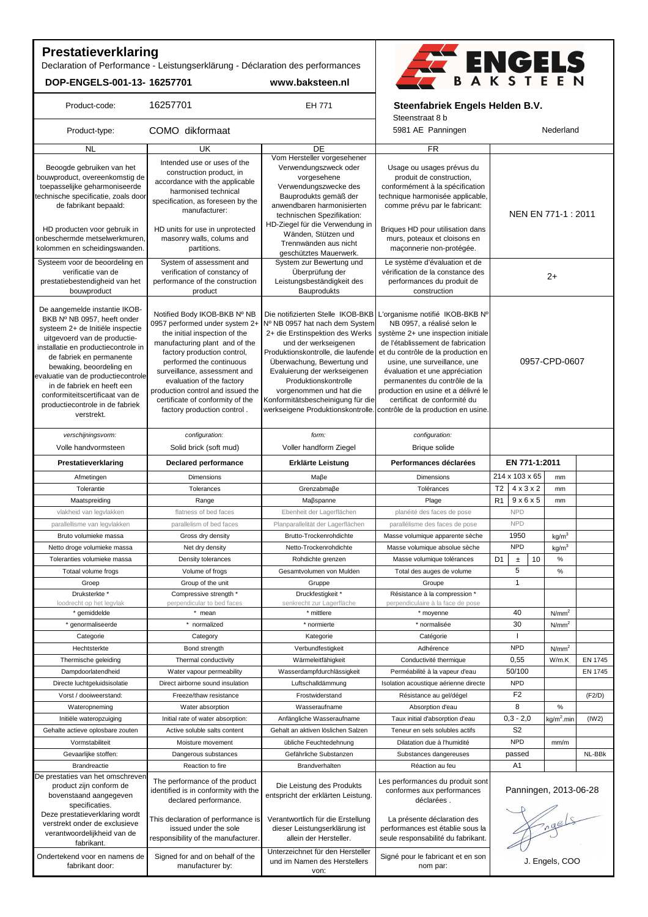# Prestatieverklaring

Declaration of Performance - Leistungserklärung - Déclaration des performances

**DOP-ENGELS-001-13- 16257701** www.baksteen.nl

ENGELS BAKSTEEN

| Product-code: | 16257701 | EH 771 | **Steenfabriek Engels Helden B.V.** Steenstraat 8 b | |
|---|---|---|---|---|
| Product-type: | COMO dikformaat | | 5981 AE Panningen | Nederland |

| NL | UK | DE | FR | |
|---|---|---|---|---|
| Beoogde gebruiken van het bouwproduct, overeenkomstig de toepasselijke geharmoniseerde technische specificatie, zoals door de fabrikant bepaald: HD producten voor gebruik in onbeschermde metselwerkmuren, kolommen en scheidingswanden. | Intended use or uses of the construction product, in accordance with the applicable harmonised technical specification, as foreseen by the manufacturer: HD units for use in unprotected masonry walls, colums and partitions. | Vom Hersteller vorgesehener Verwendungszweck oder vorgesehene Verwendungszwecke des Bauprodukts gemäß der anwendbaren harmonisierten technischen Spezifikation: HD-Ziegel für die Verwendung in Wänden, Stützen und Trennwänden aus nicht geschütztes Mauerwerk. | Usage ou usages prévus du produit de construction, conformément à la spécification technique harmonisée applicable, comme prévu par le fabricant: Briques HD pour utilisation dans murs, poteaux et cloisons en maçonnerie non-protégée. | NEN EN 771-1 : 2011 |
| Systeem voor de beoordeling en verificatie van de prestatiebestendigheid van het bouwproduct | System of assessment and verification of constancy of performance of the construction product | System zur Bewertung und Überprüfung der Leistungsbeständigkeit des Bauprodukts | Le système d'évaluation et de vérification de la constance des performances du produit de construction | 2+ |
| De aangemelde instantie IKOB-BKB Nº NB 0957, heeft onder systeem 2+ de Initiële inspectie uitgevoerd van de productie-installatie en productiecontrole in de fabriek en permanente bewaking, beoordeling en evaluatie van de productiecontrole in de fabriek en heeft een conformiteitscertificaat van de productiecontrole in de fabriek verstrekt. | Notified Body IKOB-BKB Nº NB 0957 performed under system 2+ the initial inspection of the manufacturing plant and of the factory production control, performed the continuous surveillance, assessment and evaluation of the factory production control and issued the certificate of conformity of the factory production control . | Die notifizierten Stelle IKOB-BKB Nº NB 0957 hat nach dem System 2+ die Erstinspektion des Werks und der werkseigenen Produktionskontrolle, die laufende Überwachung, Bewertung und Evaluierung der werkseigenen Produktionskontrolle vorgenommen und hat die Konformitätsbescheinigung für die werkseigene Produktionskontrolle. | L'organisme notifié IKOB-BKB Nº NB 0957, a réalisé selon le système 2+ une inspection initiale de l'établissement de fabrication et du contrôle de la production en usine, une surveillance, une évaluation et une appréciation permanentes du contrôle de la production en usine et a délivré le certificat de conformité du contrôle de la production en usine. | 0957-CPD-0607 |
| *verschijningsvorm:* Volle handvormsteen | *configuration:* Solid brick (soft mud) | *form:* Voller handform Ziegel | *configuration:* Brique solide | |

| Prestatieverklaring | Declared performance | Erklärte Leistung | Performances déclarées | EN 771-1:2011 | | |
|---|---|---|---|---|---|---|
| Afmetingen | Dimensions | Maβe | Dimensions | 214 x 103 x 65 | mm | |
| Tolerantie | Tolerances | Grenzabmaβe | Tolérances | T2 4 x 3 x 2 | mm | |
| Maatspreiding | Range | Maβspanne | Plage | R1 9 x 6 x 5 | mm | |
| vlakheid van legvlakken | flatness of bed faces | Ebenheit der Lagerflächen | planéité des faces de pose | NPD | | |
| parallellisme van legvlakken | parallelism of bed faces | Planparallelität der Lagerflächen | parallélisme des faces de pose | NPD | | |
| Bruto volumieke massa | Gross dry density | Brutto-Trockenrohdichte | Masse volumique apparente sèche | 1950 | kg/m³ | |
| Netto droge volumieke massa | Net dry density | Netto-Trockenrohdichte | Masse volumique absolue sèche | NPD | kg/m³ | |
| Toleranties volumieke massa | Density tolerances | Rohdichte grenzen | Masse volumique tolérances | D1 ± 10 | % | |
| Totaal volume frogs | Volume of frogs | Gesamtvolumen von Mulden | Total des auges de volume | 5 | % | |
| Groep | Group of the unit | Gruppe | Groupe | 1 | | |
| Druksterkte * loodrecht op het legvlak | Compressive strength * perpendicular to bed faces | Druckfestigkeit * senkrecht zur Lagerfläche | Résistance à la compression * perpendiculaire à la face de pose | | | |
| * gemiddelde | * mean | * mittlere | * moyenne | 40 | N/mm² | |
| * genormaliseerde | * normalized | * normierte | * normalisée | 30 | N/mm² | |
| Categorie | Category | Kategorie | Catégorie | I | | |
| Hechtsterkte | Bond strength | Verbundfestigkeit | Adhérence | NPD | N/mm² | |
| Thermische geleiding | Thermal conductivity | Wärmeleitfähigkeit | Conductivité thermique | 0,55 | W/m.K | EN 1745 |
| Dampdoorlatendheid | Water vapour permeability | Wasserdampfdurchlässigkeit | Perméabilité à la vapeur d'eau | 50/100 | | EN 1745 |
| Directe luchtgeluidsisolatie | Direct airborne sound insulation | Luftschalldämmung | Isolation acoustique aérienne directe | NPD | | |
| Vorst / dooiweerstand: | Freeze/thaw resistance | Frostwiderstand | Résistance au gel/dégel | F2 | | (F2/D) |
| Wateropneming | Water absorption | Wasseraufname | Absorption d'eau | 8 | % | |
| Initiële wateropzuiging | Initial rate of water absorption: | Anfängliche Wasseraufname | Taux initial d'absorption d'eau | 0,3 - 2,0 | kg/m².min | (IW2) |
| Gehalte actieve oplosbare zouten | Active soluble salts content | Gehalt an aktiven löslichen Salzen | Teneur en sels solubles actifs | S2 | | |
| Vormstabiliteit | Moisture movement | übliche Feuchtedehnung | Dilatation due à l'humidité | NPD | mm/m | |
| Gevaarlijke stoffen: | Dangerous substances | Gefährliche Substanzen | Substances dangereuses | passed | | NL-BBk |
| Brandreactie | Reaction to fire | Brandverhalten | Réaction au feu | A1 | | |

| NL | UK | DE | FR | |
|---|---|---|---|---|
| De prestaties van het omschreven product zijn conform de bovenstaand aangegeven specificaties. Deze prestatieverklaring wordt verstrekt onder de exclusieve verantwoordelijkheid van de fabrikant. | The performance of the product identified is in conformity with the declared performance. This declaration of performance is issued under the sole responsibility of the manufacturer. | Die Leistung des Produkts entspricht der erklärten Leistung. Verantwortlich für die Erstellung dieser Leistungserklärung ist allein der Hersteller. | Les performances du produit sont conformes aux performances déclarées . La présente déclaration des performances est établie sous la seule responsabilité du fabrikant. | Panningen, 2013-06-28 |
| Ondertekend voor en namens de fabrikant door: | Signed for and on behalf of the manufacturer by: | Unterzeichnet für den Hersteller und im Namen des Herstellers von: | Signé pour le fabricant et en son nom par: | J. Engels, COO |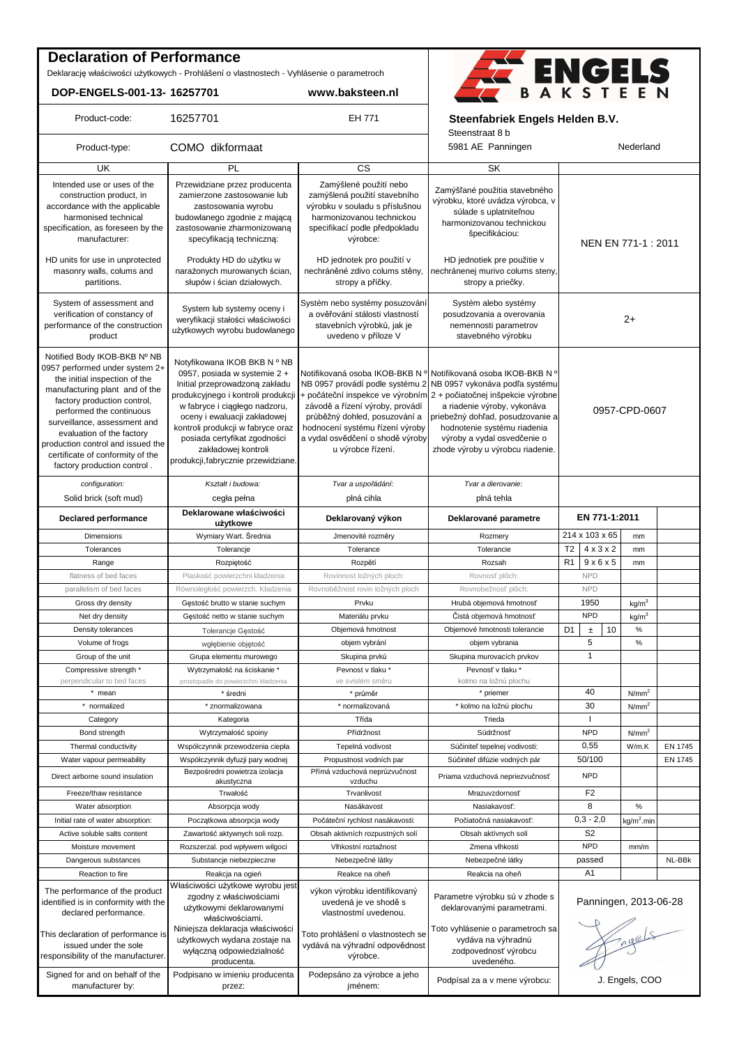# Declaration of Performance

Deklarację właściwości użytkowych - Prohlášení o vlastnostech - Vyhlásenie o parametroch

**DOP-ENGELS-001-13- 16257701** www.baksteen.nl

ENGELS BAKSTEEN

| Product-code: | 16257701 | EH 771 | **Steenfabriek Engels Helden B.V.** Steenstraat 8 b | |
|---|---|---|---|---|
| Product-type: | COMO dikformaat | | 5981 AE Panningen | Nederland |

| UK | PL | CS | SK | | | |
|---|---|---|---|---|---|---|
| Intended use or uses of the construction product, in accordance with the applicable harmonised technical specification, as foreseen by the manufacturer: HD units for use in unprotected masonry walls, colums and partitions. | Przewidziane przez producenta zamierzone zastosowanie lub zastosowania wyrobu budowlanego zgodnie z mającą zastosowanie zharmonizowaną specyfikacją techniczną: Produkty HD do użytku w narażonych murowanych ścian, słupów i ścian działowych. | Zamýšlené použití nebo zamýšlená použití stavebního výrobku v souladu s příslušnou harmonizovanou technickou specifikací podle předpokladu výrobce: HD jednotek pro použití v nechráněné zdivo colums stěny, stropy a příčky. | Zamýšľané použitia stavebného výrobku, ktoré uvádza výrobca, v súlade s uplatniteľnou harmonizovanou technickou špecifikáciou: HD jednotiek pre použitie v nechránenej murivo colums steny, stropy a priečky. | NEN EN 771-1 : 2011 | | |
| System of assessment and verification of constancy of performance of the construction product | System lub systemy oceny i weryfikacji stałości właściwości użytkowych wyrobu budowlanego | Systém nebo systémy posuzování a ověřování stálosti vlastností stavebních výrobků, jak je uvedeno v příloze V | Systém alebo systémy posudzovania a overovania nemennosti parametrov stavebného výrobku | 2+ | | |
| Notified Body IKOB-BKB Nº NB 0957 performed under system 2+ the initial inspection of the manufacturing plant and of the factory production control, performed the continuous surveillance, assessment and evaluation of the factory production control and issued the certificate of conformity of the factory production control . | Notyfikowana IKOB BKB N º NB 0957, posiada w systemie 2 + Initial przeprowadzoną zakładu produkcyjnego i kontroli produkcji w fabryce i ciągłego nadzoru, oceny i ewaluacji zakładowej kontroli produkcji w fabryce oraz posiada certyfikat zgodności zakładowej kontroli produkcji,fabrycznie przewidziane. | Notifikovaná osoba IKOB-BKB N º NB 0957 provádí podle systému 2 + počáteční inspekce ve výrobním závodě a řízení výroby, provádí průběžný dohled, posuzování a hodnocení systému řízení výroby a vydal osvědčení o shodě výroby u výrobce řízení. | Notifikovaná osoba IKOB-BKB N º NB 0957 vykonáva podľa systému 2 + počiatočnej inšpekcie výrobné a riadenie výroby, vykonáva priebežný dohľad, posudzovanie a hodnotenie systému riadenia výroby a vydal osvedčenie o zhode výroby u výrobcu riadenie. | 0957-CPD-0607 | | |
| *configuration:* | *Kształt i budowa:* | *Tvar a uspořádání:* | *Tvar a dierovanie:* | | | |
| Solid brick (soft mud) | cegła pełna | plná cihla | plná tehla | | | |
| **Declared performance** | **Deklarowane właściwości użytkowe** | **Deklarovaný výkon** | **Deklarované parametre** | **EN 771-1:2011** | | |
| Dimensions | Wymiary Wart. Średnia | Jmenovité rozměry | Rozmery | 214 x 103 x 65 | mm | |
| Tolerances | Tolerancje | Tolerance | Tolerancie | T2 4 x 3 x 2 | mm | |
| Range | Rozpiętość | Rozpětí | Rozsah | R1 9 x 6 x 5 | mm | |
| flatness of bed faces | Płaskość powierzchni kładzenia | Rovinnost ložných ploch: | Rovnosť plôch: | NPD | | |
| parallelism of bed faces | Równoległość powierzch. Kładzenia | Rovnoběžnost rovin ložných ploch | Rovnobežnosť plôch: | NPD | | |
| Gross dry density | Gęstość brutto w stanie suchym | Prvku | Hrubá objemová hmotnosť | 1950 | kg/m³ | |
| Net dry density | Gęstość netto w stanie suchym | Materiálu prvku | Čistá objemová hmotnosť | NPD | kg/m³ | |
| Density tolerances | Tolerancje Gęstość | Objemová hmotnost | Objemové hmotnosti tolerancie | D1 ± 10 | % | |
| Volume of frogs | wgłębienie objętość | objem vybrání | objem vybrania | 5 | % | |
| Group of the unit | Grupa elementu murowego | Skupina prvků | Skupina murovacích prvkov | 1 | | |
| Compressive strength * perpendicular to bed faces | Wytrzymałość na ściskanie * prostopadle do powierzchni kładzenia | Pevnost v tlaku * ve svislém směru | Pevnosť v tlaku * kolmo na ložnú plochu | | | |
| * mean | * średni | * průměr | * priemer | 40 | N/mm² | |
| * normalized | * znormalizowana | * normalizovaná | * kolmo na ložnú plochu | 30 | N/mm² | |
| Category | Kategoria | Třída | Trieda | I | | |
| Bond strength | Wytrzymałość spoiny | Přídržnost | Súdržnosť | NPD | N/mm² | |
| Thermal conductivity | Współczynnik przewodzenia ciepła | Tepelná vodivost | Súčiniteľ tepelnej vodivosti: | 0,55 | W/m.K | EN 1745 |
| Water vapour permeability | Współczynnik dyfuzji pary wodnej | Propustnost vodních par | Súčiniteľ difúzie vodných pár | 50/100 | | EN 1745 |
| Direct airborne sound insulation | Bezpośredni powietrza izolacja akustyczna | Přímá vzduchová neprůzvučnost vzduchu | Priama vzduchová nepriezvučnosť | NPD | | |
| Freeze/thaw resistance | Trwałość | Trvanlivost | Mrazuvzdornosť | F2 | | |
| Water absorption | Absorpcja wody | Nasákavost | Nasiakavosť: | 8 | % | |
| Initial rate of water absorption: | Początkowa absorpcja wody | Počáteční rychlost nasákavosti: | Počiatočná nasiakavosť: | 0,3 - 2,0 | kg/m².min | |
| Active soluble salts content | Zawartość aktywnych soli rozp. | Obsah aktivních rozpustných solí | Obsah aktívnych solí | S2 | | |
| Moisture movement | Rozszerzal. pod wpływem wilgoci | Vlhkostní roztažnost | Zmena vlhkosti | NPD | mm/m | |
| Dangerous substances | Substancje niebezpieczne | Nebezpečné látky | Nebezpečné látky | passed | | NL-BBk |
| Reaction to fire | Reakcja na ogień | Reakce na oheň | Reakcia na oheň | A1 | | |
| The performance of the product identified is in conformity with the declared performance. This declaration of performance is issued under the sole responsibility of the manufacturer. | Właściwości użytkowe wyrobu jest zgodny z właściwościami użytkowymi deklarowanymi właściwościami. Niniejsza deklaracja właściwości użytkowych wydana zostaje na wyłączną odpowiedzialność producenta. | výkon výrobku identifikovaný uvedená je ve shodě s vlastnostmi uvedenou. Toto prohlášení o vlastnostech se vydává na výhradní odpovědnost výrobce. | Parametre výrobku sú v zhode s deklarovanými parametrami. Toto vyhlásenie o parametroch sa vydáva na výhradnú zodpovednosť výrobcu uvedeného. | Panningen, 2013-06-28 | | |
| Signed for and on behalf of the manufacturer by: | Podpisano w imieniu producenta przez: | Podepsáno za výrobce a jeho jménem: | Podpísal za a v mene výrobcu: | J. Engels, COO | | |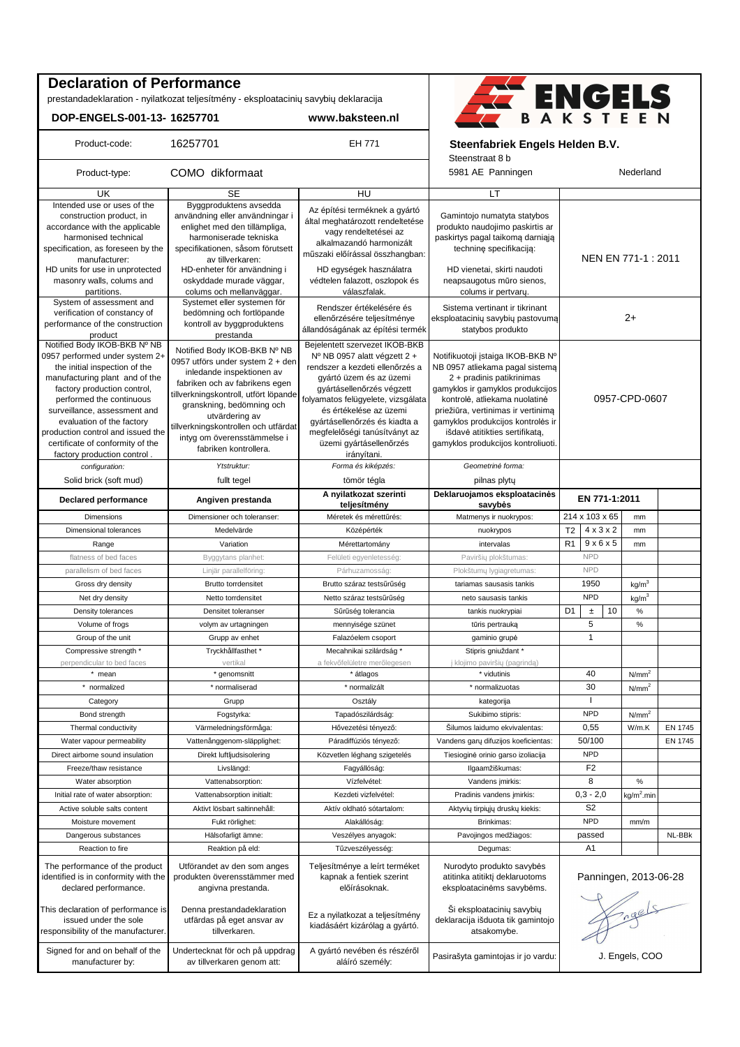# Declaration of Performance

prestandadeklaration - nyilatkozat teljesítmény - eksploatacinių savybių deklaracija

**DOP-ENGELS-001-13- 16257701** www.baksteen.nl

ENGELS BAKSTEEN

| Product-code: | 16257701 | EH 771 | Steenfabriek Engels Helden B.V. Steenstraat 8 b | | | |
|---|---|---|---|---|---|---|
| Product-type: | COMO dikformaat | | 5981 AE Panningen | Nederland | | |
| UK | SE | HU | LT | | | |
| Intended use or uses of the construction product, in accordance with the applicable harmonised technical specification, as foreseen by the manufacturer: HD units for use in unprotected masonry walls, colums and partitions. | Byggproduktens avsedda användning eller användningar i enlighet med den tillämpliga, harmoniserade tekniska specifikationen, såsom förutsett av tillverkaren: HD-enheter för användning i oskyddade murade väggar, colums och mellanväggar. | Az építési terméknek a gyártó által meghatározott rendeltetése vagy rendeltetései az alkalmazandó harmonizált műszaki előírással összhangban: HD egységek használatra védtelen falazott, oszlopok és válaszfalak. | Gamintojo numatyta statybos produkto naudojimo paskirtis ar paskirtys pagal taikomą darniąją techninę specifikaciją: HD vienetai, skirti naudoti neapsaugotus mūro sienos, colums ir pertvarų. | NEN EN 771-1 : 2011 | | |
| System of assessment and verification of constancy of performance of the construction product | Systemet eller systemen för bedömning och fortlöpande kontroll av byggproduktens prestanda | Rendszer értékelésére és ellenőrzésére teljesítménye állandóságának az építési termék | Sistema vertinant ir tikrinant eksploatacinių savybių pastovumą statybos produkto | 2+ | | |
| Notified Body IKOB-BKB Nº NB 0957 performed under system 2+ the initial inspection of the manufacturing plant and of the factory production control, performed the continuous surveillance, assessment and evaluation of the factory production control and issued the certificate of conformity of the factory production control . | Notified Body IKOB-BKB Nº NB 0957 utförs under system 2 + den inledande inspektionen av fabriken och av fabrikens egen tillverkningskontroll, utfört löpande granskning, bedömning och utvärdering av tillverkningskontrollen och utfärdat intyg om överensstämmelse i fabriken kontrollera. | Bejelentett szervezet IKOB-BKB Nº NB 0957 alatt végzett 2 + rendszer a kezdeti ellenőrzés a gyártó üzem és az üzemi gyártásellenőrzés végzett folyamatos felügyelete, vizsgálata és értékelése az üzemi gyártásellenőrzés és kiadta a megfelelőségi tanúsítványt az üzemi gyártásellenőrzés irányítani. | Notifikuoti įstaiga IKOB-BKB Nº NB 0957 atliekama pagal sistemą 2 + pradinis patikrinimas gamyklos ir gamyklos produkcijos kontrolė, atliekama nuolatinė priežiūra, vertinimas ir vertinimą gamyklos produkcijos kontrolės ir išdavė atitikties sertifikatą, gamyklos produkcijos kontroliuoti. | 0957-CPD-0607 | | |
| *configuration:* | *Ytstruktur:* | *Forma és kiképzés:* | *Geometrinė forma:* | | | |
| Solid brick (soft mud) | fullt tegel | tömör tégla | pilnas plytų | | | |
| **Declared performance** | **Angiven prestanda** | **A nyilatkozat szerinti teljesítmény** | **Deklaruojamos eksploatacinės savybės** | **EN 771-1:2011** | | |
| Dimensions | Dimensioner och toleranser: | Méretek és mérettűrés: | Matmenys ir nuokrypos: | 214 x 103 x 65 | mm | |
| Dimensional tolerances | Medelvärde | Középérték | nuokrypos | T2 4 x 3 x 2 | mm | |
| Range | Variation | Mérettartomány | intervalas | R1 9 x 6 x 5 | mm | |
| flatness of bed faces | Byggytans planhet: | Felületi egyenletesség: | Paviršių plokštumas: | NPD | | |
| parallelism of bed faces | Linjär parallellföring: | Párhuzamosság: | Plokštumų lygiagretumas: | NPD | | |
| Gross dry density | Brutto torrdensitet | Brutto száraz testsűrűség | tariamas sausasis tankis | 1950 | $kg/m^3$ | |
| Net dry density | Netto torrdensitet | Netto száraz testsűrűség | neto sausasis tankis | NPD | $kg/m^3$ | |
| Density tolerances | Densitet toleranser | Sűrűség tolerancia | tankis nuokrypiai | D1 ± 10 | % | |
| Volume of frogs | volym av urtagningen | mennyisége szünet | tūris pertrauką | 5 | % | |
| Group of the unit | Grupp av enhet | Falazóelem csoport | gaminio grupė | 1 | | |
| Compressive strength * | Tryckhållfasthet * | Mecahnikai szilárdság * | Stipris gniuždant * | | | |
| perpendicular to bed faces | vertikal | a fekvőfelületre merőlegesen | į klojimo paviršių (pagrindą) | | | |
| * mean | * genomsnitt | * átlagos | * vidutinis | 40 | $N/mm^2$ | |
| * normalized | * normaliserad | * normalizált | * normalizuotas | 30 | $N/mm^2$ | |
| Category | Grupp | Osztály | kategorija | I | | |
| Bond strength | Fogstyrka: | Tapadószilárdság: | Sukibimo stipris: | NPD | $N/mm^2$ | |
| Thermal conductivity | Värmeledningsförmåga: | Hővezetési tényező: | Šilumos laidumo ekvivalentas: | 0,55 | W/m.K | EN 1745 |
| Water vapour permeability | Vattenånggenom-släpplighet: | Páradiffúziós tényező: | Vandens garų difuzijos koeficientas: | 50/100 | | EN 1745 |
| Direct airborne sound insulation | Direkt luftljudsisolering | Közvetlen léghang szigetelés | Tiesioginė orinio garso izoliacija | NPD | | |
| Freeze/thaw resistance | Livslängd: | Fagyállóság: | Ilgaamžiškumas: | F2 | | |
| Water absorption | Vattenabsorption: | Vízfelvétel: | Vandens įmirkis: | 8 | % | |
| Initial rate of water absorption: | Vattenabsorption initialt: | Kezdeti vízfelvétel: | Pradinis vandens įmirkis: | 0,3 - 2,0 | $kg/m^2$.min | |
| Active soluble salts content | Aktivt lösbart saltinnehåll: | Aktív oldható sótartalom: | Aktyvių tirpiųjų druskų kiekis: | S2 | | |
| Moisture movement | Fukt rörlighet: | Alakállóság: | Brinkimas: | NPD | mm/m | |
| Dangerous substances | Hälsofarligt ämne: | Veszélyes anyagok: | Pavojingos medžiagos: | passed | | NL-BBk |
| Reaction to fire | Reaktion på eld: | Tűzveszélyesség: | Degumas: | A1 | | |
| The performance of the product identified is in conformity with the declared performance. | Utförandet av den som anges produkten överensstämmer med angivna prestanda. | Teljesítménye a leírt terméket kapnak a fentiek szerint előírásoknak. | Nurodyto produkto savybės atitinka atitiktį deklaruotoms eksploatacinėms savybėms. | Panningen, 2013-06-28 | | |
| This declaration of performance is issued under the sole responsibility of the manufacturer. | Denna prestandadeklaration utfärdas på eget ansvar av tillverkaren. | Ez a nyilatkozat a teljesítmény kiadásáért kizárólag a gyártó. | Ši eksploatacinių savybių deklaracija išduota tik gamintojo atsakomybe. | | | |
| Signed for and on behalf of the manufacturer by: | Undertecknat för och på uppdrag av tillverkaren genom att: | A gyártó nevében és részéről aláíró személy: | Pasirašyta gamintojas ir jo vardu: | J. Engels, COO | | |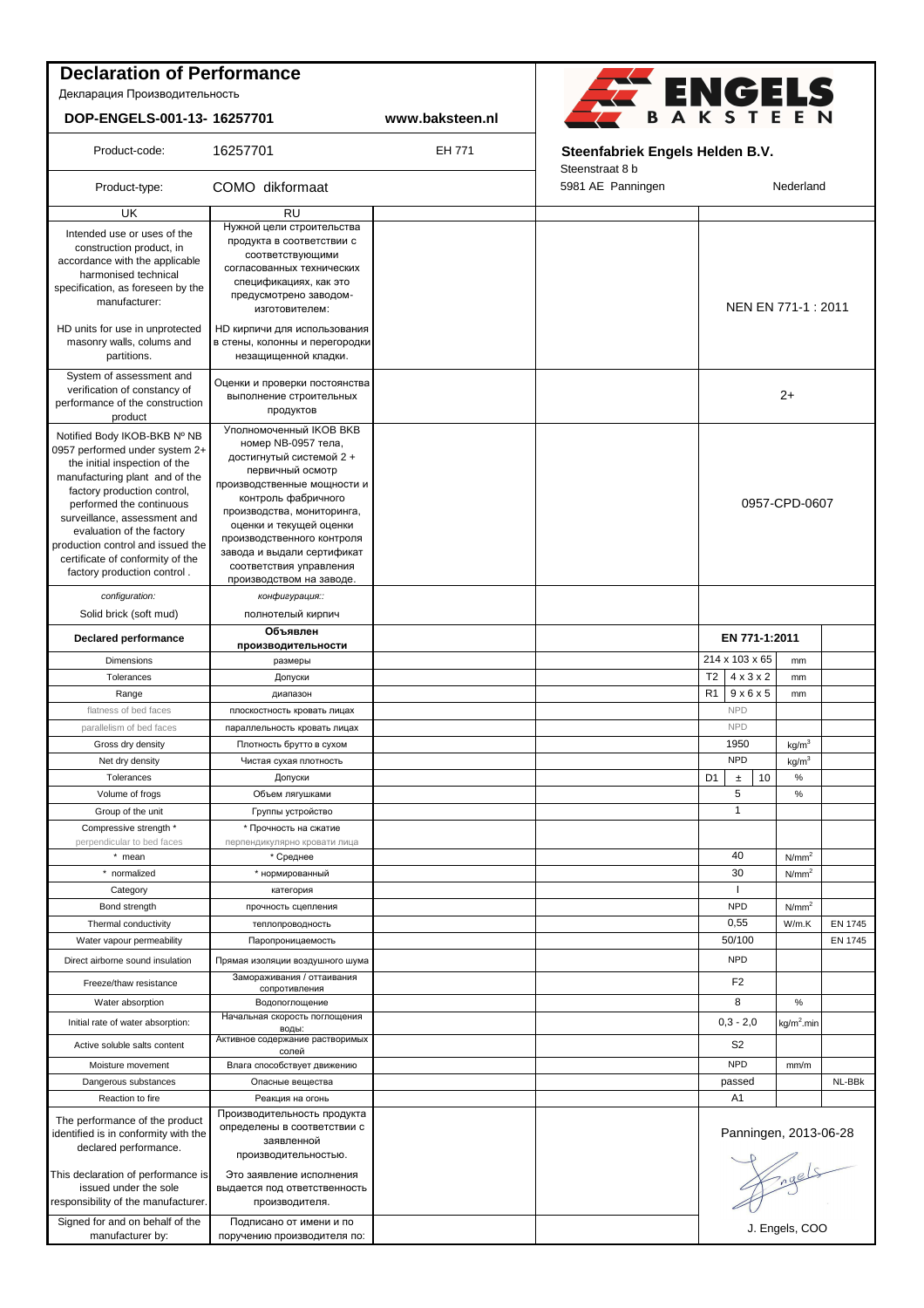# Declaration of Performance

Декларация Производительность

**DOP-ENGELS-001-13- 16257701** www.baksteen.nl

ENGELS BAKSTEEN

| | | | | | | |
|---|---|---|---|---|---|---|
| Product-code: | 16257701 | EH 771 | **Steenfabriek Engels Helden B.V.** Steenstraat 8 b | | | |
| Product-type: | COMO dikformaat | | 5981 AE Panningen | Nederland | | |
| UK | RU | | | | | |
| Intended use or uses of the construction product, in accordance with the applicable harmonised technical specification, as foreseen by the manufacturer:<br><br>HD units for use in unprotected masonry walls, colums and partitions. | Нужной цели строительства продукта в соответствии с соответствующими согласованных технических спецификациях, как это предусмотрено заводом-изготовителем:<br><br>HD кирпичи для использования в стены, колонны и перегородки незащищенной кладки. | | | NEN EN 771-1 : 2011 | | |
| System of assessment and verification of constancy of performance of the construction product | Оценки и проверки постоянства выполнение строительных продуктов | | | 2+ | | |
| Notified Body IKOB-BKB Nº NB 0957 performed under system 2+ the initial inspection of the manufacturing plant and of the factory production control, performed the continuous surveillance, assessment and evaluation of the factory production control and issued the certificate of conformity of the factory production control . | Уполномоченный IKOB BKB номер NB-0957 тела, достигнутый системой 2 + первичный осмотр производственные мощности и контроль фабричного производства, мониторинга, оценки и текущей оценки производственного контроля завода и выдали сертификат соответствия управления производством на заводе. | | | 0957-CPD-0607 | | |
| *configuration:* | *конфигурация::* | | | | | |
| Solid brick (soft mud) | полнотелый кирпич | | | | | |
| **Declared performance** | **Объявлен производительности** | | | **EN 771-1:2011** | | |
| Dimensions | размеры | | | 214 x 103 x 65 | mm | |
| Tolerances | Допуски | | | T2 4 x 3 x 2 | mm | |
| Range | диапазон | | | R1 9 x 6 x 5 | mm | |
| flatness of bed faces | плоскостность кровать лицах | | | NPD | | |
| parallelism of bed faces | параллельность кровать лицах | | | NPD | | |
| Gross dry density | Плотность брутто в сухом | | | 1950 | kg/m³ | |
| Net dry density | Чистая сухая плотность | | | NPD | kg/m³ | |
| Tolerances | Допуски | | | D1 ± 10 | % | |
| Volume of frogs | Объем лягушками | | | 5 | % | |
| Group of the unit | Группы устройство | | | 1 | | |
| Compressive strength * perpendicular to bed faces | * Прочность на сжатие перпендикулярно кровати лица | | | | | |
| * mean | * Среднее | | | 40 | N/mm² | |
| * normalized | * нормированный | | | 30 | N/mm² | |
| Category | категория | | | I | | |
| Bond strength | прочность сцепления | | | NPD | N/mm² | |
| Thermal conductivity | теплопроводность | | | 0,55 | W/m.K | EN 1745 |
| Water vapour permeability | Паропроницаемость | | | 50/100 | | EN 1745 |
| Direct airborne sound insulation | Прямая изоляции воздушного шума | | | NPD | | |
| Freeze/thaw resistance | Замораживания / оттаивания сопротивления | | | F2 | | |
| Water absorption | Водопоглощение | | | 8 | % | |
| Initial rate of water absorption: | Начальная скорость поглощения воды: | | | 0,3 - 2,0 | kg/m².min | |
| Active soluble salts content | Активное содержание растворимых солей | | | S2 | | |
| Moisture movement | Влага способствует движению | | | NPD | mm/m | |
| Dangerous substances | Опасные вещества | | | passed | | NL-BBk |
| Reaction to fire | Реакция на огонь | | | A1 | | |
| The performance of the product identified is in conformity with the declared performance.<br><br>This declaration of performance is issued under the sole responsibility of the manufacturer. | Производительность продукта определены в соответствии с заявленной производительностью.<br><br>Это заявление исполнения выдается под ответственность производителя. | | | Panningen, 2013-06-28 | | |
| Signed for and on behalf of the manufacturer by: | Подписано от имени и по поручению производителя по: | | | J. Engels, COO | | |